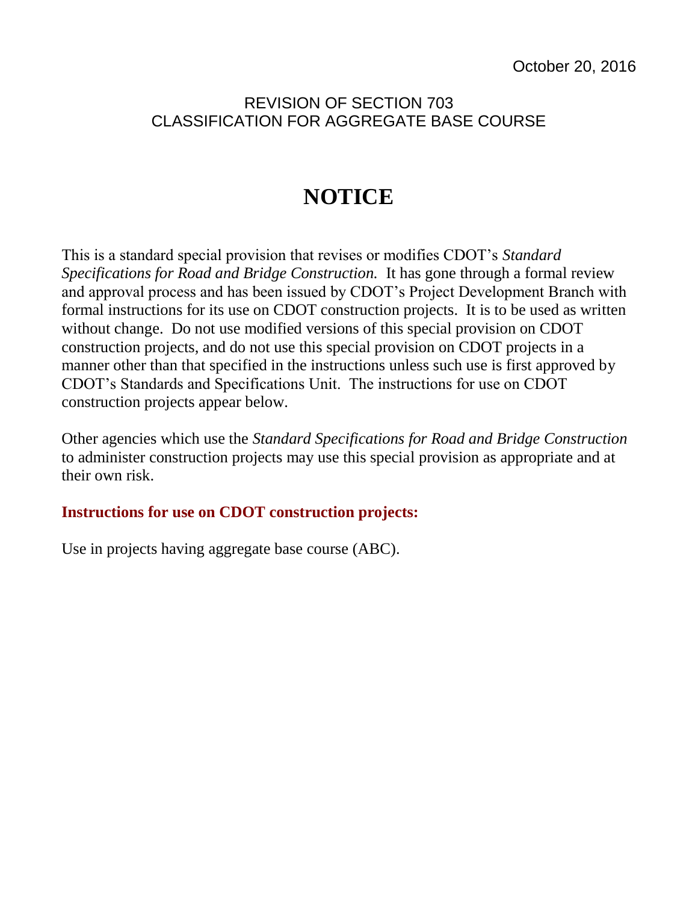October 20, 2016

REVISION OF SECTION 703
CLASSIFICATION FOR AGGREGATE BASE COURSE

# NOTICE

This is a standard special provision that revises or modifies CDOT's *Standard Specifications for Road and Bridge Construction.* It has gone through a formal review and approval process and has been issued by CDOT's Project Development Branch with formal instructions for its use on CDOT construction projects. It is to be used as written without change. Do not use modified versions of this special provision on CDOT construction projects, and do not use this special provision on CDOT projects in a manner other than that specified in the instructions unless such use is first approved by CDOT's Standards and Specifications Unit. The instructions for use on CDOT construction projects appear below.

Other agencies which use the *Standard Specifications for Road and Bridge Construction* to administer construction projects may use this special provision as appropriate and at their own risk.

**Instructions for use on CDOT construction projects:**

Use in projects having aggregate base course (ABC).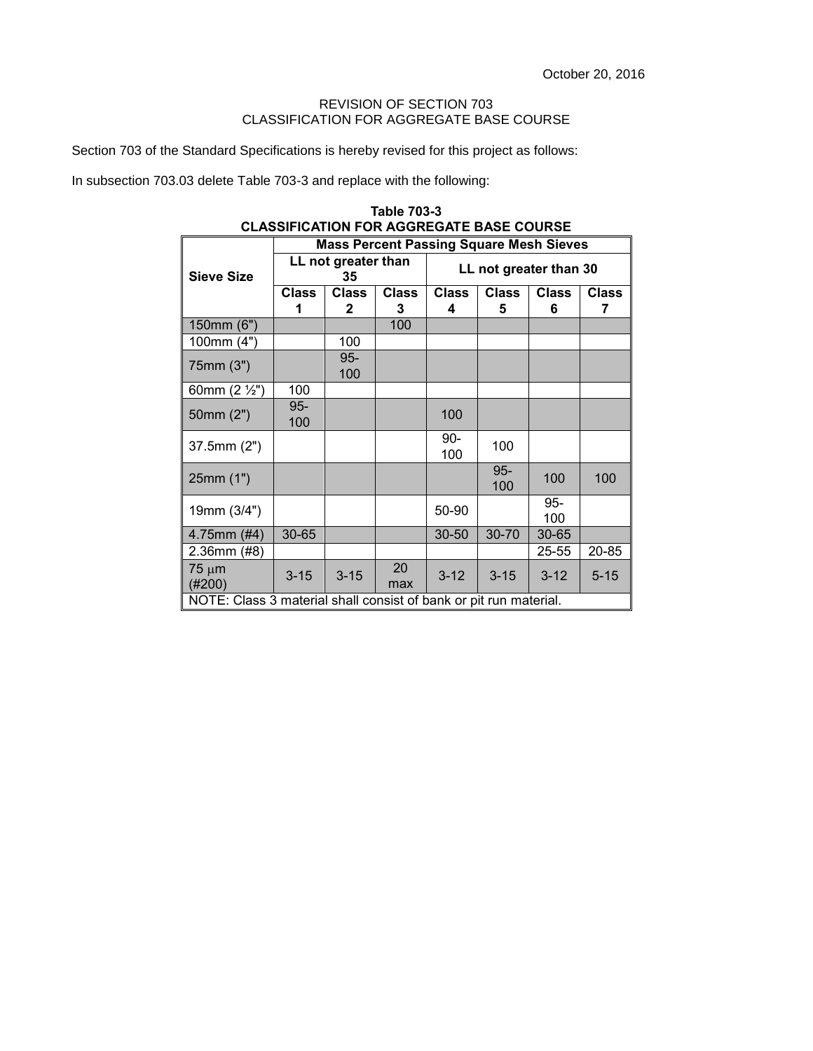October 20, 2016

REVISION OF SECTION 703
CLASSIFICATION FOR AGGREGATE BASE COURSE

Section 703 of the Standard Specifications is hereby revised for this project as follows:

In subsection 703.03 delete Table 703-3 and replace with the following:

**Table 703-3**
**CLASSIFICATION FOR AGGREGATE BASE COURSE**

| Sieve Size | Mass Percent Passing Square Mesh Sieves | | | | | | |
|---|---|---|---|---|---|---|---|
| | LL not greater than 35 | | | LL not greater than 30 | | | |
| | Class 1 | Class 2 | Class 3 | Class 4 | Class 5 | Class 6 | Class 7 |
| 150mm (6") | | | 100 | | | | |
| 100mm (4") | | 100 | | | | | |
| 75mm (3") | | 95-100 | | | | | |
| 60mm (2 ½") | 100 | | | | | | |
| 50mm (2") | 95-100 | | | 100 | | | |
| 37.5mm (2") | | | | 90-100 | 100 | | |
| 25mm (1") | | | | | 95-100 | 100 | 100 |
| 19mm (3/4") | | | | 50-90 | | 95-100 | |
| 4.75mm (#4) | 30-65 | | | 30-50 | 30-70 | 30-65 | |
| 2.36mm (#8) | | | | | | 25-55 | 20-85 |
| 75 µm (#200) | 3-15 | 3-15 | 20 max | 3-12 | 3-15 | 3-12 | 5-15 |
| NOTE: Class 3 material shall consist of bank or pit run material. | | | | | | | |